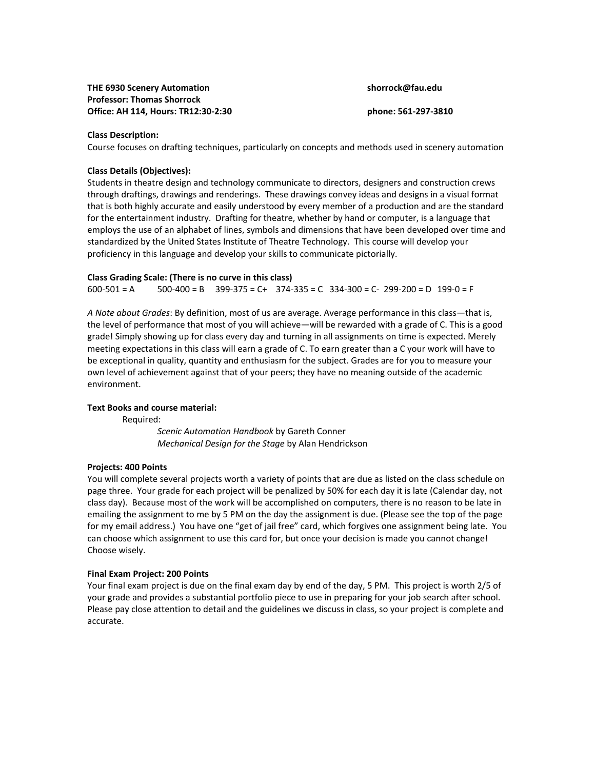**THE 6930 Scenery Automation** **shorrock@fau.edu**
**Professor: Thomas Shorrock**
**Office: AH 114, Hours: TR12:30-2:30** **phone: 561-297-3810**

**Class Description:**
Course focuses on drafting techniques, particularly on concepts and methods used in scenery automation

**Class Details (Objectives):**
Students in theatre design and technology communicate to directors, designers and construction crews through draftings, drawings and renderings. These drawings convey ideas and designs in a visual format that is both highly accurate and easily understood by every member of a production and are the standard for the entertainment industry. Drafting for theatre, whether by hand or computer, is a language that employs the use of an alphabet of lines, symbols and dimensions that have been developed over time and standardized by the United States Institute of Theatre Technology. This course will develop your proficiency in this language and develop your skills to communicate pictorially.

**Class Grading Scale: (There is no curve in this class)**
600-501 = A 500-400 = B 399-375 = C+ 374-335 = C 334-300 = C- 299-200 = D 199-0 = F

*A Note about Grades*: By definition, most of us are average. Average performance in this class—that is, the level of performance that most of you will achieve—will be rewarded with a grade of C. This is a good grade! Simply showing up for class every day and turning in all assignments on time is expected. Merely meeting expectations in this class will earn a grade of C. To earn greater than a C your work will have to be exceptional in quality, quantity and enthusiasm for the subject. Grades are for you to measure your own level of achievement against that of your peers; they have no meaning outside of the academic environment.

**Text Books and course material:**

Required:

*Scenic Automation Handbook* by Gareth Conner
*Mechanical Design for the Stage* by Alan Hendrickson

**Projects: 400 Points**
You will complete several projects worth a variety of points that are due as listed on the class schedule on page three. Your grade for each project will be penalized by 50% for each day it is late (Calendar day, not class day). Because most of the work will be accomplished on computers, there is no reason to be late in emailing the assignment to me by 5 PM on the day the assignment is due. (Please see the top of the page for my email address.) You have one "get of jail free" card, which forgives one assignment being late. You can choose which assignment to use this card for, but once your decision is made you cannot change! Choose wisely.

**Final Exam Project: 200 Points**
Your final exam project is due on the final exam day by end of the day, 5 PM. This project is worth 2/5 of your grade and provides a substantial portfolio piece to use in preparing for your job search after school. Please pay close attention to detail and the guidelines we discuss in class, so your project is complete and accurate.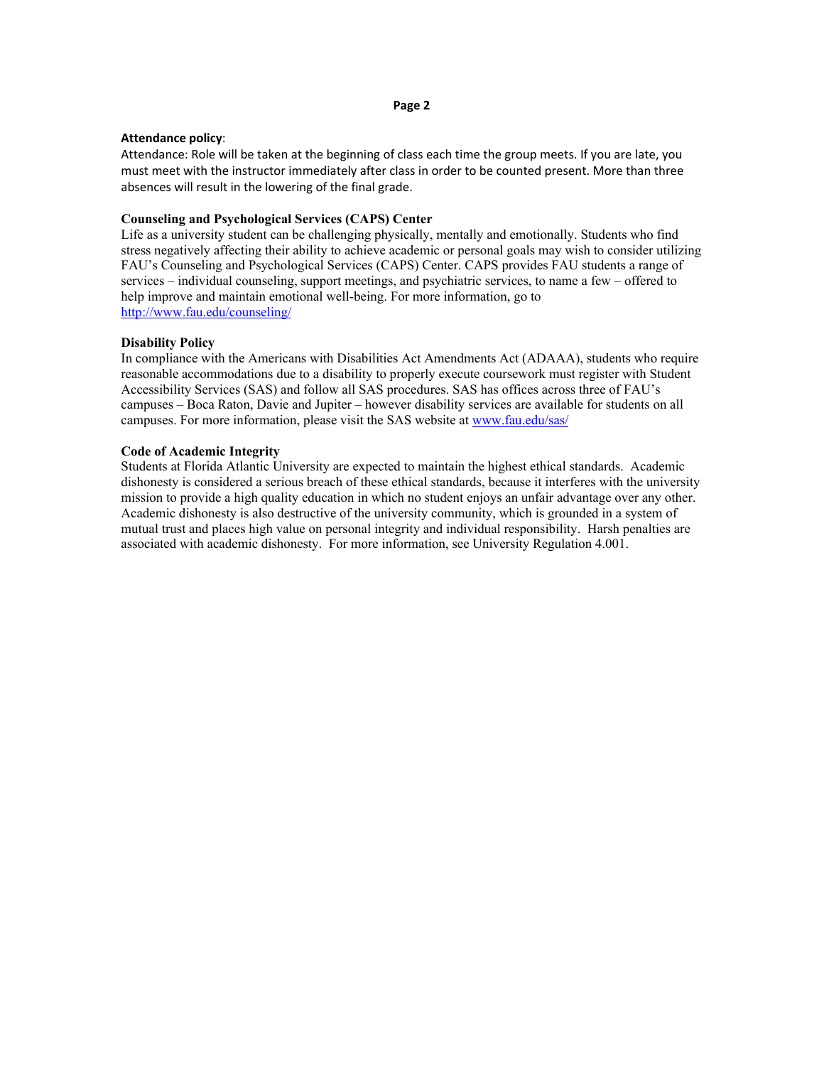**Attendance policy**:

Attendance: Role will be taken at the beginning of class each time the group meets. If you are late, you must meet with the instructor immediately after class in order to be counted present. More than three absences will result in the lowering of the final grade.

**Counseling and Psychological Services (CAPS) Center**

Life as a university student can be challenging physically, mentally and emotionally. Students who find stress negatively affecting their ability to achieve academic or personal goals may wish to consider utilizing FAU's Counseling and Psychological Services (CAPS) Center. CAPS provides FAU students a range of services – individual counseling, support meetings, and psychiatric services, to name a few – offered to help improve and maintain emotional well-being. For more information, go to http://www.fau.edu/counseling/

**Disability Policy**

In compliance with the Americans with Disabilities Act Amendments Act (ADAAA), students who require reasonable accommodations due to a disability to properly execute coursework must register with Student Accessibility Services (SAS) and follow all SAS procedures. SAS has offices across three of FAU's campuses – Boca Raton, Davie and Jupiter – however disability services are available for students on all campuses. For more information, please visit the SAS website at www.fau.edu/sas/

**Code of Academic Integrity**

Students at Florida Atlantic University are expected to maintain the highest ethical standards. Academic dishonesty is considered a serious breach of these ethical standards, because it interferes with the university mission to provide a high quality education in which no student enjoys an unfair advantage over any other. Academic dishonesty is also destructive of the university community, which is grounded in a system of mutual trust and places high value on personal integrity and individual responsibility. Harsh penalties are associated with academic dishonesty. For more information, see University Regulation 4.001.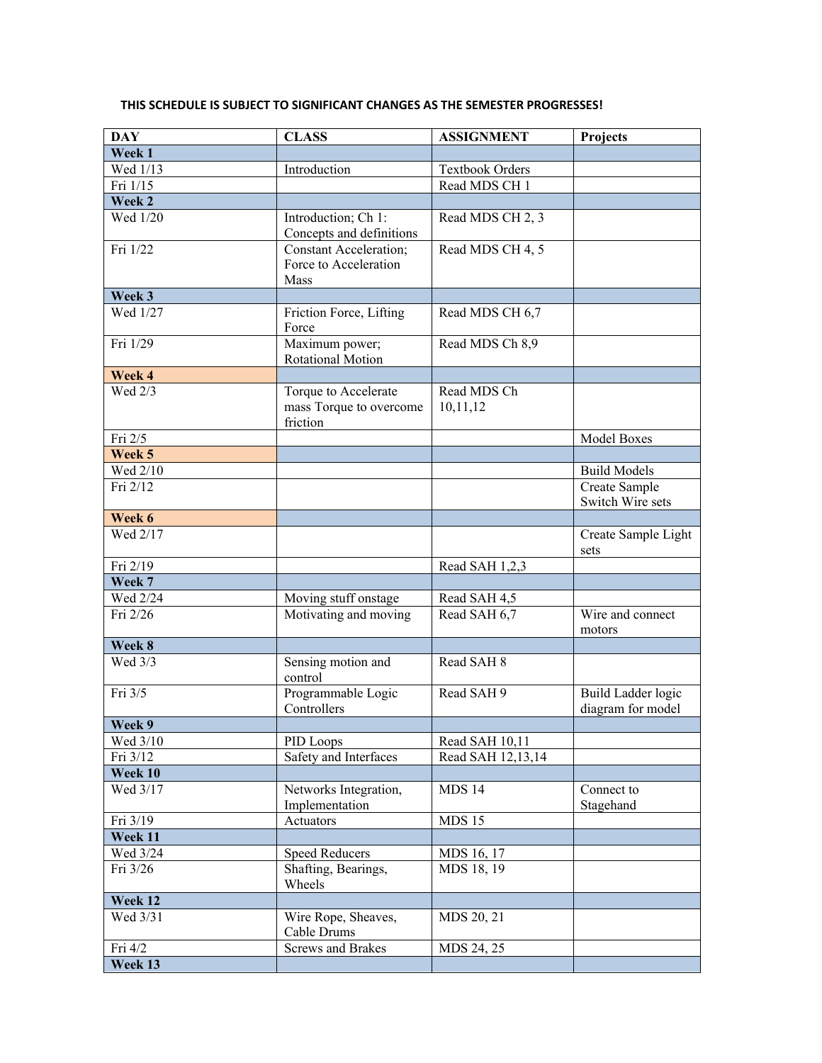**THIS SCHEDULE IS SUBJECT TO SIGNIFICANT CHANGES AS THE SEMESTER PROGRESSES!**

| DAY | CLASS | ASSIGNMENT | Projects |
|---|---|---|---|
| **Week 1** | | | |
| Wed 1/13 | Introduction | Textbook Orders | |
| Fri 1/15 | | Read MDS CH 1 | |
| **Week 2** | | | |
| Wed 1/20 | Introduction; Ch 1: Concepts and definitions | Read MDS CH 2, 3 | |
| Fri 1/22 | Constant Acceleration; Force to Acceleration Mass | Read MDS CH 4, 5 | |
| **Week 3** | | | |
| Wed 1/27 | Friction Force, Lifting Force | Read MDS CH 6,7 | |
| Fri 1/29 | Maximum power; Rotational Motion | Read MDS Ch 8,9 | |
| **Week 4** | | | |
| Wed 2/3 | Torque to Accelerate mass Torque to overcome friction | Read MDS Ch 10,11,12 | |
| Fri 2/5 | | | Model Boxes |
| **Week 5** | | | |
| Wed 2/10 | | | Build Models |
| Fri 2/12 | | | Create Sample Switch Wire sets |
| **Week 6** | | | |
| Wed 2/17 | | | Create Sample Light sets |
| Fri 2/19 | | Read SAH 1,2,3 | |
| **Week 7** | | | |
| Wed 2/24 | Moving stuff onstage | Read SAH 4,5 | |
| Fri 2/26 | Motivating and moving | Read SAH 6,7 | Wire and connect motors |
| **Week 8** | | | |
| Wed 3/3 | Sensing motion and control | Read SAH 8 | |
| Fri 3/5 | Programmable Logic Controllers | Read SAH 9 | Build Ladder logic diagram for model |
| **Week 9** | | | |
| Wed 3/10 | PID Loops | Read SAH 10,11 | |
| Fri 3/12 | Safety and Interfaces | Read SAH 12,13,14 | |
| **Week 10** | | | |
| Wed 3/17 | Networks Integration, Implementation | MDS 14 | Connect to Stagehand |
| Fri 3/19 | Actuators | MDS 15 | |
| **Week 11** | | | |
| Wed 3/24 | Speed Reducers | MDS 16, 17 | |
| Fri 3/26 | Shafting, Bearings, Wheels | MDS 18, 19 | |
| **Week 12** | | | |
| Wed 3/31 | Wire Rope, Sheaves, Cable Drums | MDS 20, 21 | |
| Fri 4/2 | Screws and Brakes | MDS 24, 25 | |
| **Week 13** | | | |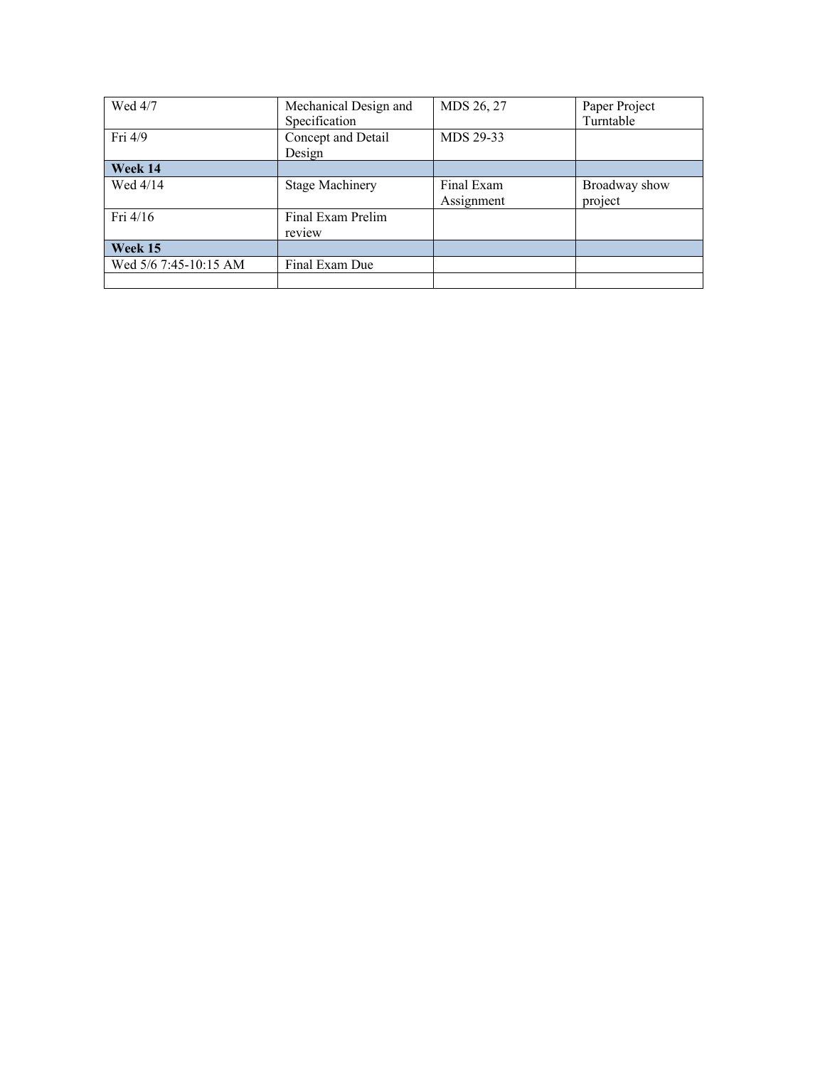| | | | |
|---|---|---|---|
| Wed 4/7 | Mechanical Design and Specification | MDS 26, 27 | Paper Project Turntable |
| Fri 4/9 | Concept and Detail Design | MDS 29-33 | |
| **Week 14** | | | |
| Wed 4/14 | Stage Machinery | Final Exam Assignment | Broadway show project |
| Fri 4/16 | Final Exam Prelim review | | |
| **Week 15** | | | |
| Wed 5/6 7:45-10:15 AM | Final Exam Due | | |
| | | | |